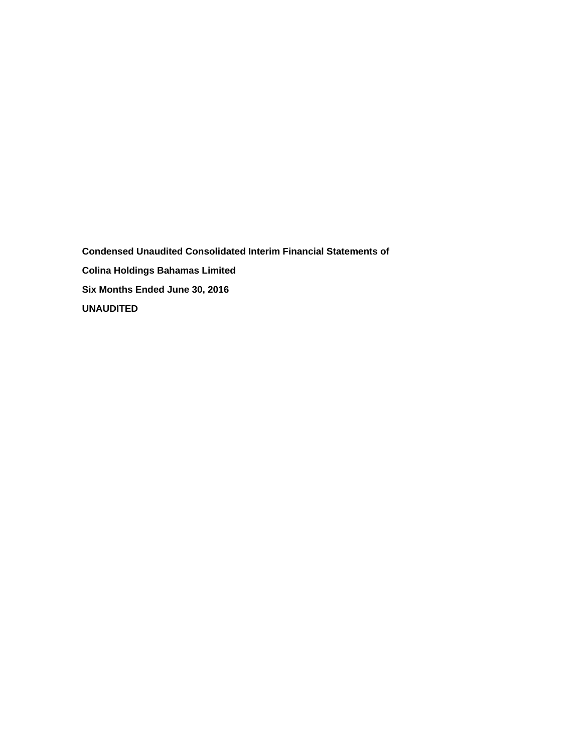**Condensed Unaudited Consolidated Interim Financial Statements of**

**Colina Holdings Bahamas Limited**

**Six Months Ended June 30, 2016**

**UNAUDITED**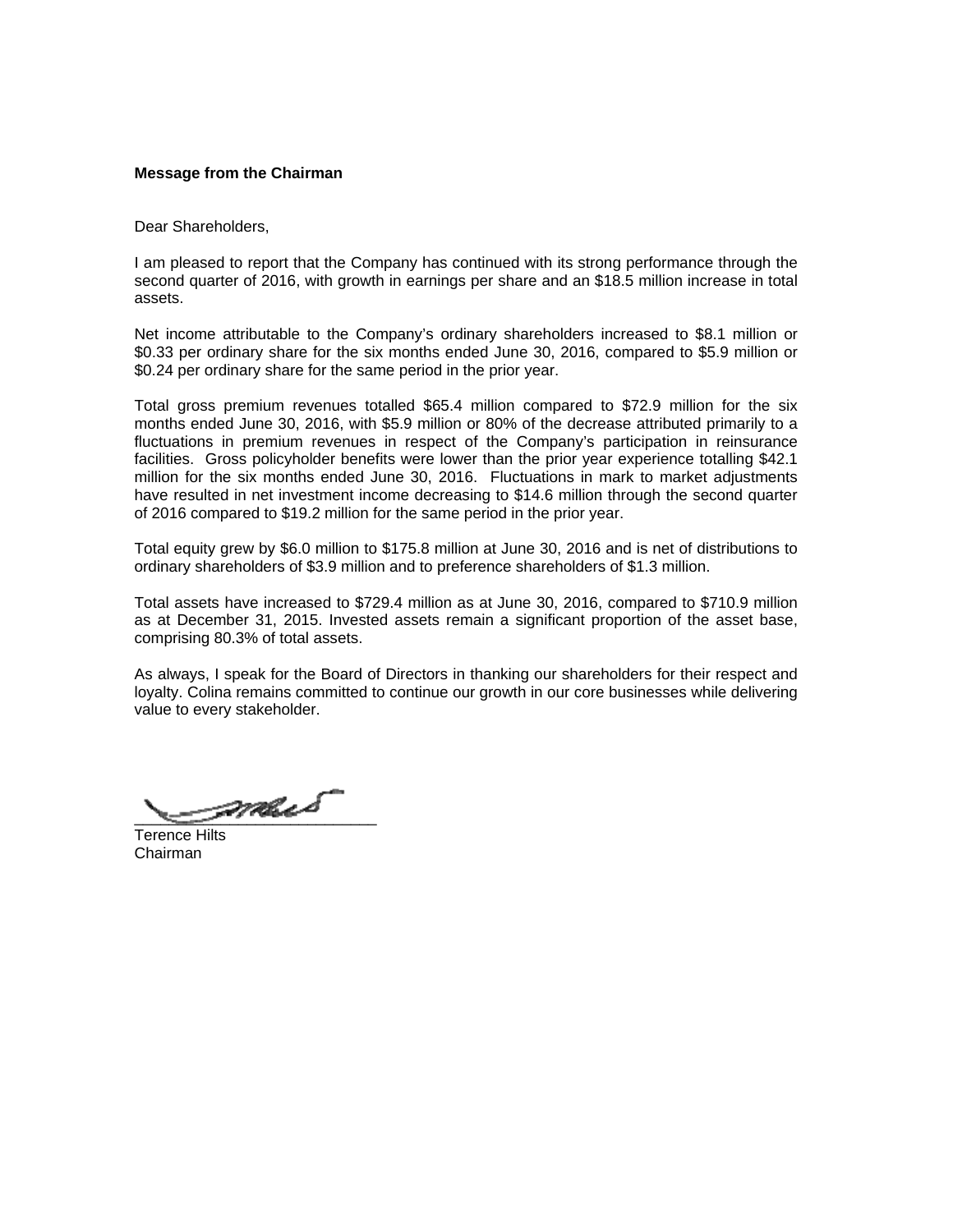**Message from the Chairman**

Dear Shareholders,

I am pleased to report that the Company has continued with its strong performance through the second quarter of 2016, with growth in earnings per share and an $18.5 million increase in total assets.

Net income attributable to the Company's ordinary shareholders increased to $8.1 million or $0.33 per ordinary share for the six months ended June 30, 2016, compared to $5.9 million or $0.24 per ordinary share for the same period in the prior year.

Total gross premium revenues totalled $65.4 million compared to $72.9 million for the six months ended June 30, 2016, with $5.9 million or 80% of the decrease attributed primarily to a fluctuations in premium revenues in respect of the Company's participation in reinsurance facilities. Gross policyholder benefits were lower than the prior year experience totalling $42.1 million for the six months ended June 30, 2016. Fluctuations in mark to market adjustments have resulted in net investment income decreasing to $14.6 million through the second quarter of 2016 compared to $19.2 million for the same period in the prior year.

Total equity grew by $6.0 million to $175.8 million at June 30, 2016 and is net of distributions to ordinary shareholders of $3.9 million and to preference shareholders of $1.3 million.

Total assets have increased to $729.4 million as at June 30, 2016, compared to $710.9 million as at December 31, 2015. Invested assets remain a significant proportion of the asset base, comprising 80.3% of total assets.

As always, I speak for the Board of Directors in thanking our shareholders for their respect and loyalty. Colina remains committed to continue our growth in our core businesses while delivering value to every stakeholder.

Terence Hilts
Chairman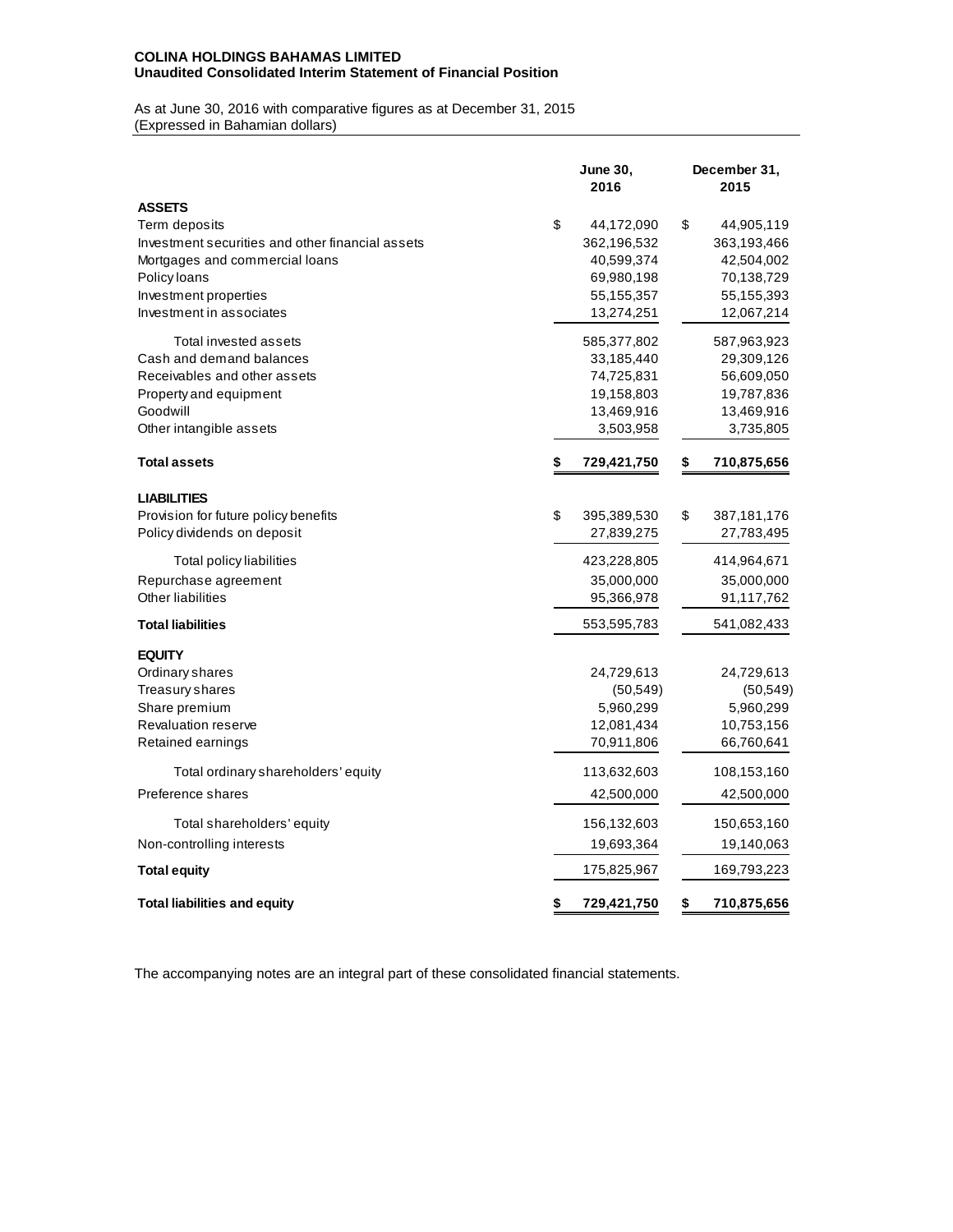**COLINA HOLDINGS BAHAMAS LIMITED**
**Unaudited Consolidated Interim Statement of Financial Position**

As at June 30, 2016 with comparative figures as at December 31, 2015
(Expressed in Bahamian dollars)

| | June 30, 2016 | December 31, 2015 |
|---|---|---|
| **ASSETS** | | |
| Term deposits | $ 44,172,090 | $ 44,905,119 |
| Investment securities and other financial assets | 362,196,532 | 363,193,466 |
| Mortgages and commercial loans | 40,599,374 | 42,504,002 |
| Policy loans | 69,980,198 | 70,138,729 |
| Investment properties | 55,155,357 | 55,155,393 |
| Investment in associates | 13,274,251 | 12,067,214 |
| Total invested assets | 585,377,802 | 587,963,923 |
| Cash and demand balances | 33,185,440 | 29,309,126 |
| Receivables and other assets | 74,725,831 | 56,609,050 |
| Property and equipment | 19,158,803 | 19,787,836 |
| Goodwill | 13,469,916 | 13,469,916 |
| Other intangible assets | 3,503,958 | 3,735,805 |
| **Total assets** | **$ 729,421,750** | **$ 710,875,656** |
| **LIABILITIES** | | |
| Provision for future policy benefits | $ 395,389,530 | $ 387,181,176 |
| Policy dividends on deposit | 27,839,275 | 27,783,495 |
| Total policy liabilities | 423,228,805 | 414,964,671 |
| Repurchase agreement | 35,000,000 | 35,000,000 |
| Other liabilities | 95,366,978 | 91,117,762 |
| **Total liabilities** | 553,595,783 | 541,082,433 |
| **EQUITY** | | |
| Ordinary shares | 24,729,613 | 24,729,613 |
| Treasury shares | (50,549) | (50,549) |
| Share premium | 5,960,299 | 5,960,299 |
| Revaluation reserve | 12,081,434 | 10,753,156 |
| Retained earnings | 70,911,806 | 66,760,641 |
| Total ordinary shareholders' equity | 113,632,603 | 108,153,160 |
| Preference shares | 42,500,000 | 42,500,000 |
| Total shareholders' equity | 156,132,603 | 150,653,160 |
| Non-controlling interests | 19,693,364 | 19,140,063 |
| **Total equity** | 175,825,967 | 169,793,223 |
| **Total liabilities and equity** | **$ 729,421,750** | **$ 710,875,656** |

The accompanying notes are an integral part of these consolidated financial statements.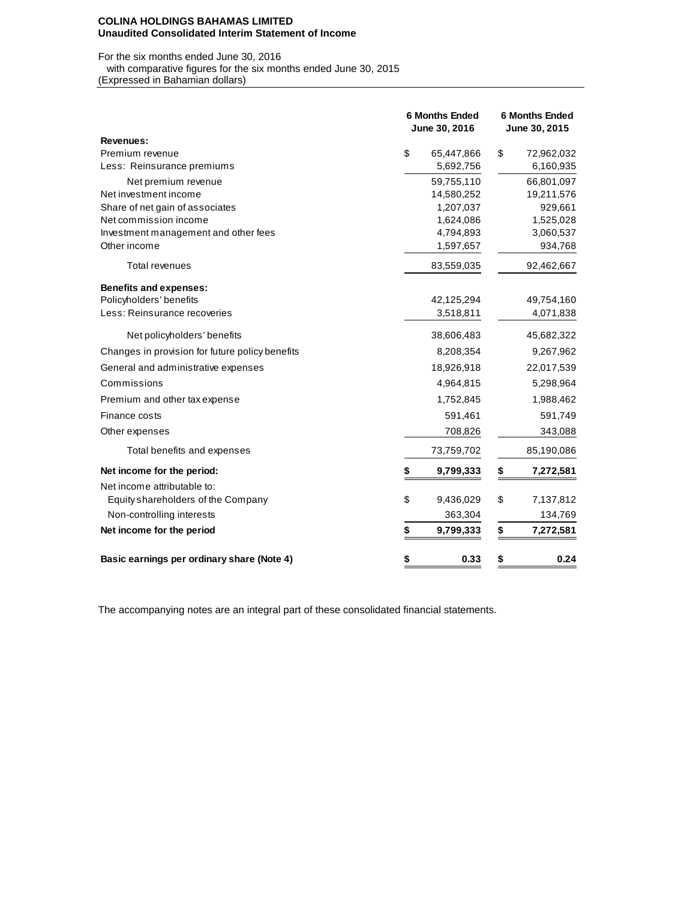**COLINA HOLDINGS BAHAMAS LIMITED**
**Unaudited Consolidated Interim Statement of Income**

For the six months ended June 30, 2016
with comparative figures for the six months ended June 30, 2015
(Expressed in Bahamian dollars)

| | 6 Months Ended June 30, 2016 | 6 Months Ended June 30, 2015 |
|---|---|---|
| **Revenues:** | | |
| Premium revenue | $ 65,447,866 | $ 72,962,032 |
| Less: Reinsurance premiums | 5,692,756 | 6,160,935 |
| Net premium revenue | 59,755,110 | 66,801,097 |
| Net investment income | 14,580,252 | 19,211,576 |
| Share of net gain of associates | 1,207,037 | 929,661 |
| Net commission income | 1,624,086 | 1,525,028 |
| Investment management and other fees | 4,794,893 | 3,060,537 |
| Other income | 1,597,657 | 934,768 |
| Total revenues | 83,559,035 | 92,462,667 |
| **Benefits and expenses:** | | |
| Policyholders' benefits | 42,125,294 | 49,754,160 |
| Less: Reinsurance recoveries | 3,518,811 | 4,071,838 |
| Net policyholders' benefits | 38,606,483 | 45,682,322 |
| Changes in provision for future policy benefits | 8,208,354 | 9,267,962 |
| General and administrative expenses | 18,926,918 | 22,017,539 |
| Commissions | 4,964,815 | 5,298,964 |
| Premium and other tax expense | 1,752,845 | 1,988,462 |
| Finance costs | 591,461 | 591,749 |
| Other expenses | 708,826 | 343,088 |
| Total benefits and expenses | 73,759,702 | 85,190,086 |
| **Net income for the period:** | **$ 9,799,333** | **$ 7,272,581** |
| Net income attributable to: | | |
| Equity shareholders of the Company | $ 9,436,029 | $ 7,137,812 |
| Non-controlling interests | 363,304 | 134,769 |
| **Net income for the period** | **$ 9,799,333** | **$ 7,272,581** |
| **Basic earnings per ordinary share (Note 4)** | **$ 0.33** | **$ 0.24** |

The accompanying notes are an integral part of these consolidated financial statements.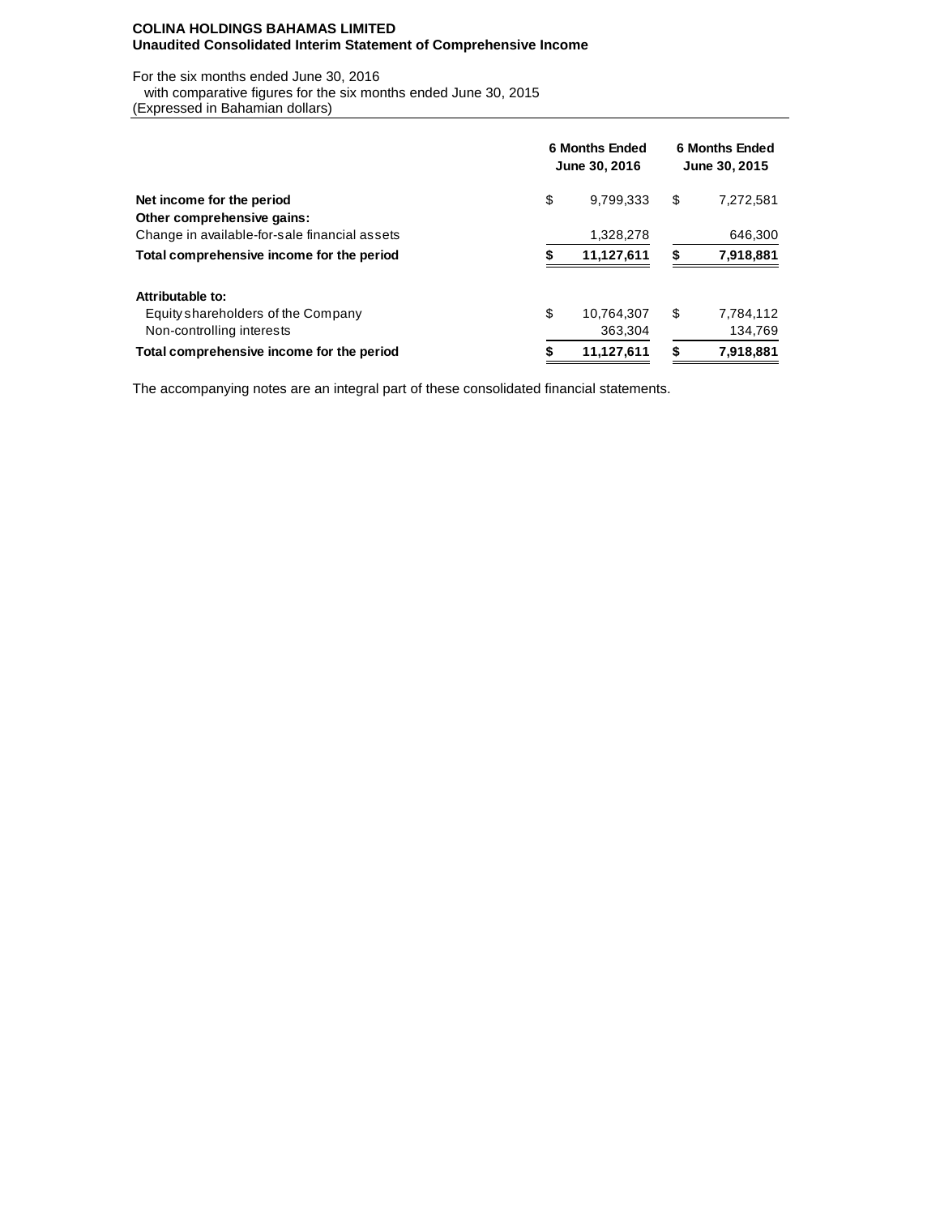**COLINA HOLDINGS BAHAMAS LIMITED**
**Unaudited Consolidated Interim Statement of Comprehensive Income**

For the six months ended June 30, 2016
with comparative figures for the six months ended June 30, 2015
(Expressed in Bahamian dollars)

| | 6 Months Ended June 30, 2016 | 6 Months Ended June 30, 2015 |
|---|---|---|
| **Net income for the period** | $ 9,799,333 | $ 7,272,581 |
| **Other comprehensive gains:** | | |
| Change in available-for-sale financial assets | 1,328,278 | 646,300 |
| **Total comprehensive income for the period** | **$ 11,127,611** | **$ 7,918,881** |
| | | |
| **Attributable to:** | | |
| Equity shareholders of the Company | $ 10,764,307 | $ 7,784,112 |
| Non-controlling interests | 363,304 | 134,769 |
| **Total comprehensive income for the period** | **$ 11,127,611** | **$ 7,918,881** |

The accompanying notes are an integral part of these consolidated financial statements.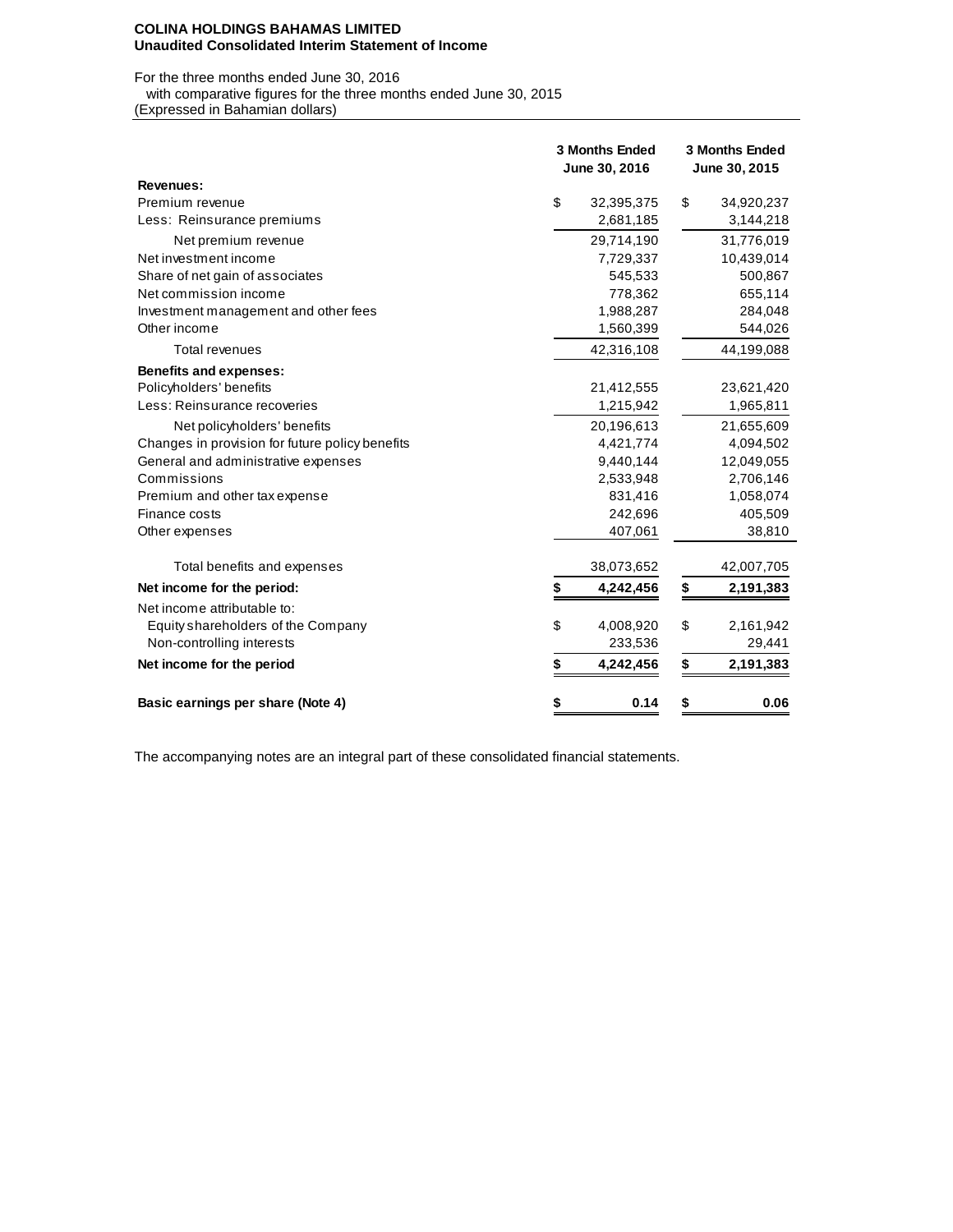**COLINA HOLDINGS BAHAMAS LIMITED**
**Unaudited Consolidated Interim Statement of Income**

For the three months ended June 30, 2016
with comparative figures for the three months ended June 30, 2015
(Expressed in Bahamian dollars)

| | 3 Months Ended June 30, 2016 | 3 Months Ended June 30, 2015 |
|---|---|---|
| **Revenues:** | | |
| Premium revenue | $ 32,395,375 | $ 34,920,237 |
| Less: Reinsurance premiums | 2,681,185 | 3,144,218 |
| Net premium revenue | 29,714,190 | 31,776,019 |
| Net investment income | 7,729,337 | 10,439,014 |
| Share of net gain of associates | 545,533 | 500,867 |
| Net commission income | 778,362 | 655,114 |
| Investment management and other fees | 1,988,287 | 284,048 |
| Other income | 1,560,399 | 544,026 |
| Total revenues | 42,316,108 | 44,199,088 |
| **Benefits and expenses:** | | |
| Policyholders' benefits | 21,412,555 | 23,621,420 |
| Less: Reinsurance recoveries | 1,215,942 | 1,965,811 |
| Net policyholders' benefits | 20,196,613 | 21,655,609 |
| Changes in provision for future policy benefits | 4,421,774 | 4,094,502 |
| General and administrative expenses | 9,440,144 | 12,049,055 |
| Commissions | 2,533,948 | 2,706,146 |
| Premium and other tax expense | 831,416 | 1,058,074 |
| Finance costs | 242,696 | 405,509 |
| Other expenses | 407,061 | 38,810 |
| Total benefits and expenses | 38,073,652 | 42,007,705 |
| **Net income for the period:** | **$ 4,242,456** | **$ 2,191,383** |
| Net income attributable to: | | |
| Equity shareholders of the Company | $ 4,008,920 | $ 2,161,942 |
| Non-controlling interests | 233,536 | 29,441 |
| **Net income for the period** | **$ 4,242,456** | **$ 2,191,383** |
| **Basic earnings per share (Note 4)** | **$ 0.14** | **$ 0.06** |

The accompanying notes are an integral part of these consolidated financial statements.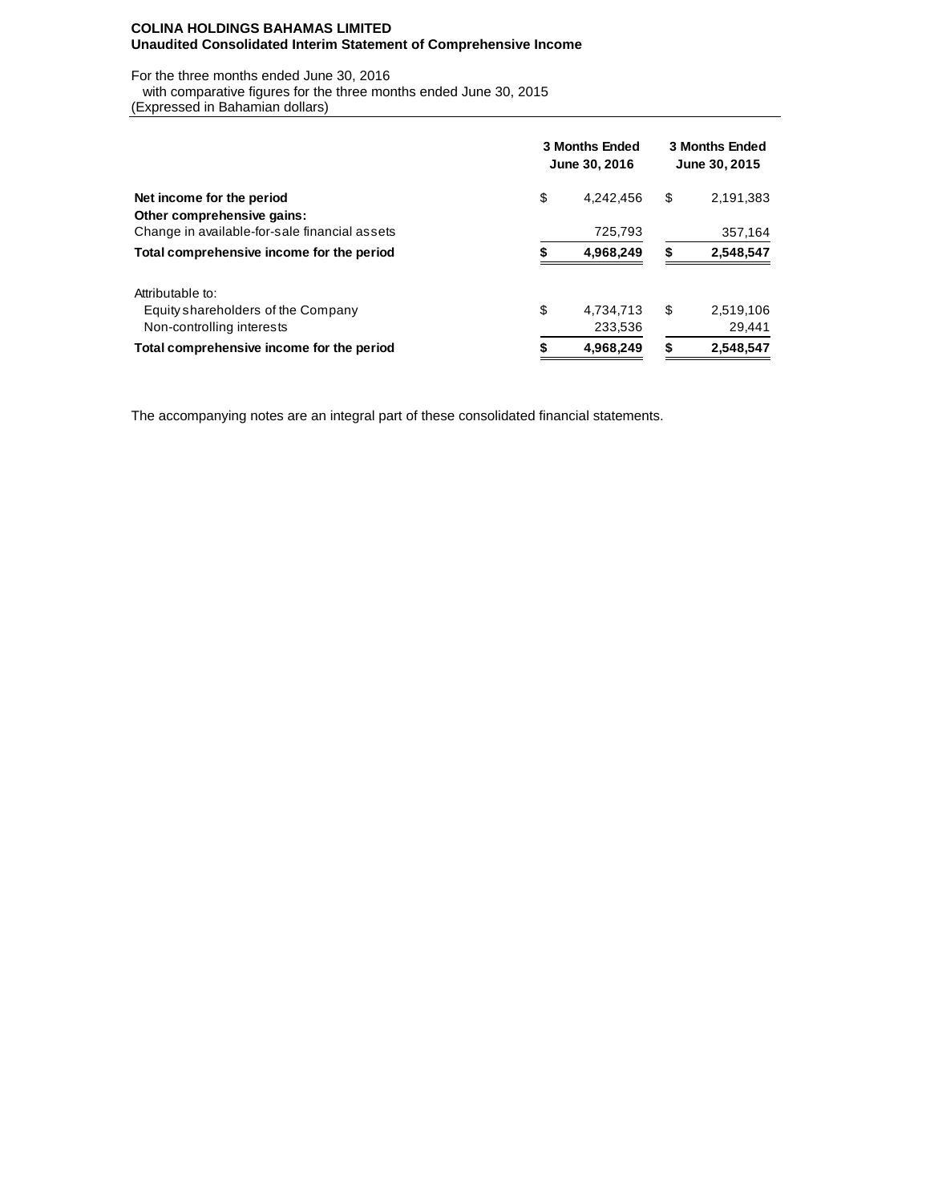**COLINA HOLDINGS BAHAMAS LIMITED**
**Unaudited Consolidated Interim Statement of Comprehensive Income**

For the three months ended June 30, 2016
with comparative figures for the three months ended June 30, 2015
(Expressed in Bahamian dollars)

| | 3 Months Ended June 30, 2016 | 3 Months Ended June 30, 2015 |
|---|---|---|
| **Net income for the period** | $ 4,242,456 | $ 2,191,383 |
| **Other comprehensive gains:** | | |
| Change in available-for-sale financial assets | 725,793 | 357,164 |
| **Total comprehensive income for the period** | **$ 4,968,249** | **$ 2,548,547** |
| | | |
| Attributable to: | | |
| Equity shareholders of the Company | $ 4,734,713 | $ 2,519,106 |
| Non-controlling interests | 233,536 | 29,441 |
| **Total comprehensive income for the period** | **$ 4,968,249** | **$ 2,548,547** |

The accompanying notes are an integral part of these consolidated financial statements.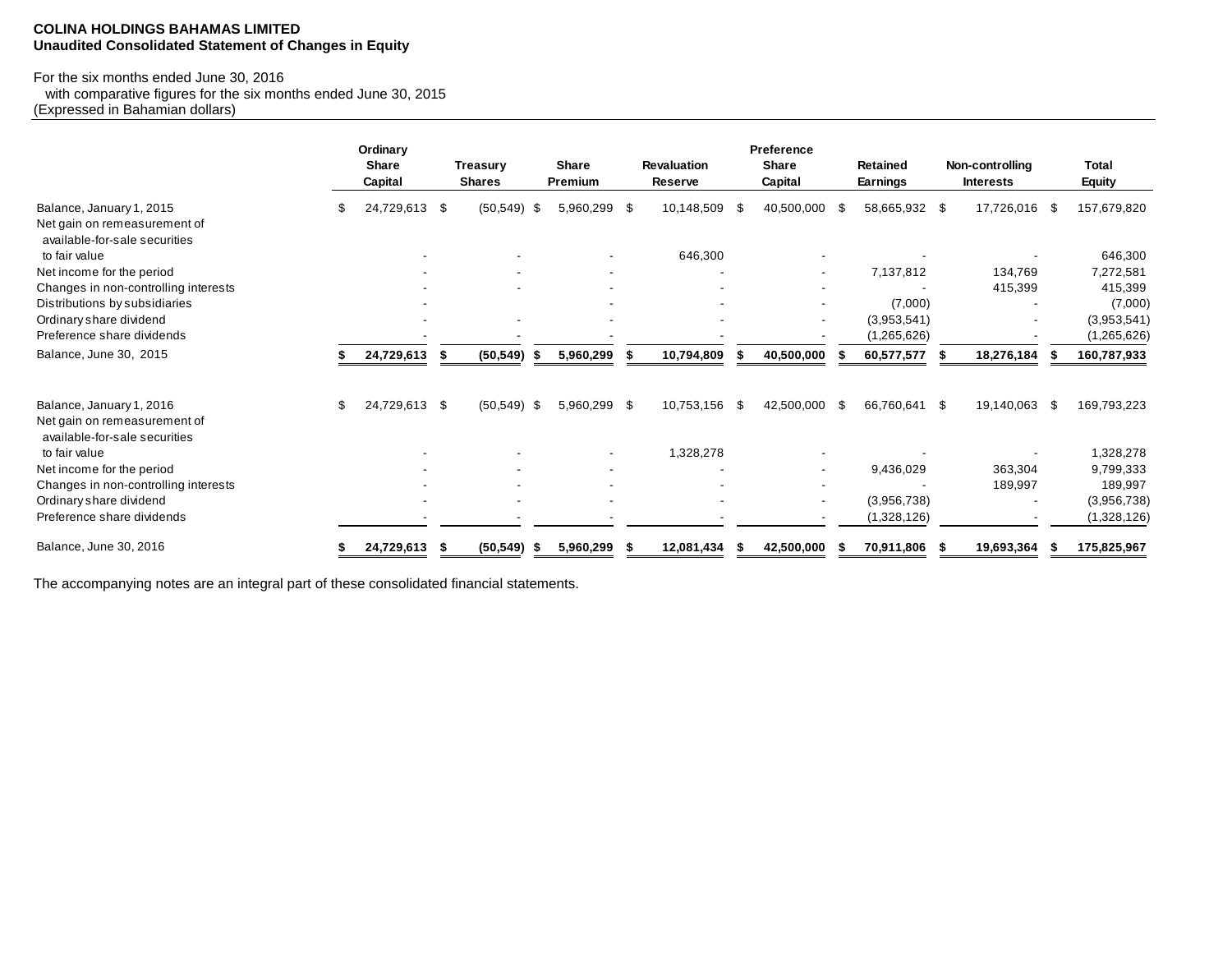**COLINA HOLDINGS BAHAMAS LIMITED**
**Unaudited Consolidated Statement of Changes in Equity**

For the six months ended June 30, 2016
with comparative figures for the six months ended June 30, 2015
(Expressed in Bahamian dollars)

| | Ordinary Share Capital | Treasury Shares | Share Premium | Revaluation Reserve | Preference Share Capital | Retained Earnings | Non-controlling Interests | Total Equity |
|---|---|---|---|---|---|---|---|---|
| Balance, January 1, 2015 | $ 24,729,613 | $ (50,549) | $ 5,960,299 | $ 10,148,509 | $ 40,500,000 | $ 58,665,932 | $ 17,726,016 | $ 157,679,820 |
| Net gain on remeasurement of available-for-sale securities to fair value | - | - | - | 646,300 | - | - | - | 646,300 |
| Net income for the period | - | - | - | - | - | 7,137,812 | 134,769 | 7,272,581 |
| Changes in non-controlling interests | - | - | - | - | - | - | 415,399 | 415,399 |
| Distributions by subsidiaries | - | | - | - | - | (7,000) | - | (7,000) |
| Ordinary share dividend | - | - | - | - | - | (3,953,541) | - | (3,953,541) |
| Preference share dividends | - | - | - | - | - | (1,265,626) | - | (1,265,626) |
| **Balance, June 30, 2015** | **$ 24,729,613** | **$ (50,549)** | **$ 5,960,299** | **$ 10,794,809** | **$ 40,500,000** | **$ 60,577,577** | **$ 18,276,184** | **$ 160,787,933** |
| | | | | | | | | |
| Balance, January 1, 2016 | $ 24,729,613 | $ (50,549) | $ 5,960,299 | $ 10,753,156 | $ 42,500,000 | $ 66,760,641 | $ 19,140,063 | $ 169,793,223 |
| Net gain on remeasurement of available-for-sale securities to fair value | - | - | - | 1,328,278 | - | - | - | 1,328,278 |
| Net income for the period | - | - | - | - | - | 9,436,029 | 363,304 | 9,799,333 |
| Changes in non-controlling interests | - | - | - | - | - | - | 189,997 | 189,997 |
| Ordinary share dividend | - | - | - | - | - | (3,956,738) | - | (3,956,738) |
| Preference share dividends | - | - | - | - | - | (1,328,126) | - | (1,328,126) |
| **Balance, June 30, 2016** | **$ 24,729,613** | **$ (50,549)** | **$ 5,960,299** | **$ 12,081,434** | **$ 42,500,000** | **$ 70,911,806** | **$ 19,693,364** | **$ 175,825,967** |

The accompanying notes are an integral part of these consolidated financial statements.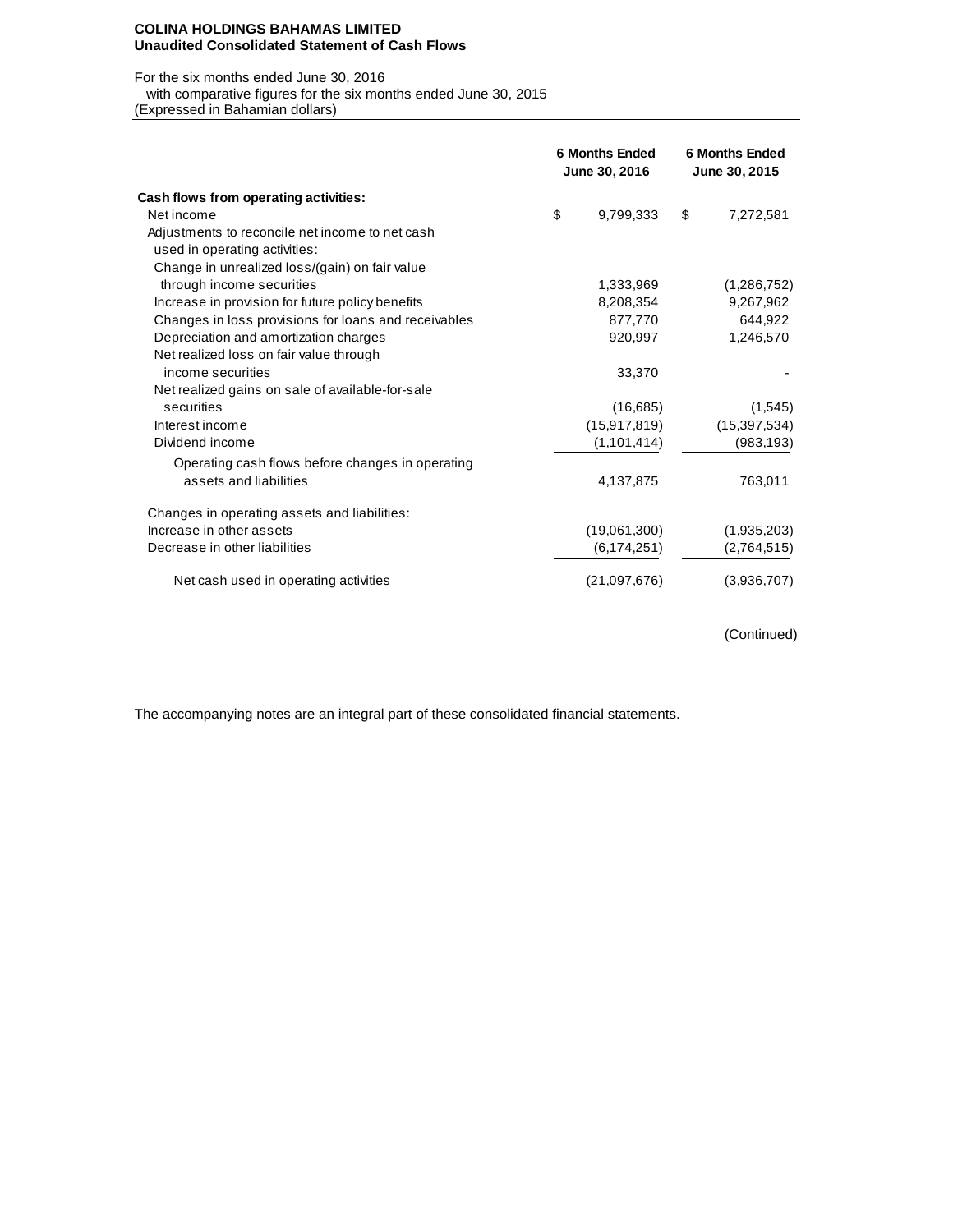**COLINA HOLDINGS BAHAMAS LIMITED**
**Unaudited Consolidated Statement of Cash Flows**

For the six months ended June 30, 2016
with comparative figures for the six months ended June 30, 2015
(Expressed in Bahamian dollars)

| | 6 Months Ended June 30, 2016 | 6 Months Ended June 30, 2015 |
|---|---|---|
| **Cash flows from operating activities:** | | |
| Net income | $ 9,799,333 | $ 7,272,581 |
| Adjustments to reconcile net income to net cash used in operating activities: | | |
| Change in unrealized loss/(gain) on fair value through income securities | 1,333,969 | (1,286,752) |
| Increase in provision for future policy benefits | 8,208,354 | 9,267,962 |
| Changes in loss provisions for loans and receivables | 877,770 | 644,922 |
| Depreciation and amortization charges | 920,997 | 1,246,570 |
| Net realized loss on fair value through income securities | 33,370 | - |
| Net realized gains on sale of available-for-sale securities | (16,685) | (1,545) |
| Interest income | (15,917,819) | (15,397,534) |
| Dividend income | (1,101,414) | (983,193) |
| Operating cash flows before changes in operating assets and liabilities | 4,137,875 | 763,011 |
| Changes in operating assets and liabilities: | | |
| Increase in other assets | (19,061,300) | (1,935,203) |
| Decrease in other liabilities | (6,174,251) | (2,764,515) |
| Net cash used in operating activities | (21,097,676) | (3,936,707) |

(Continued)

The accompanying notes are an integral part of these consolidated financial statements.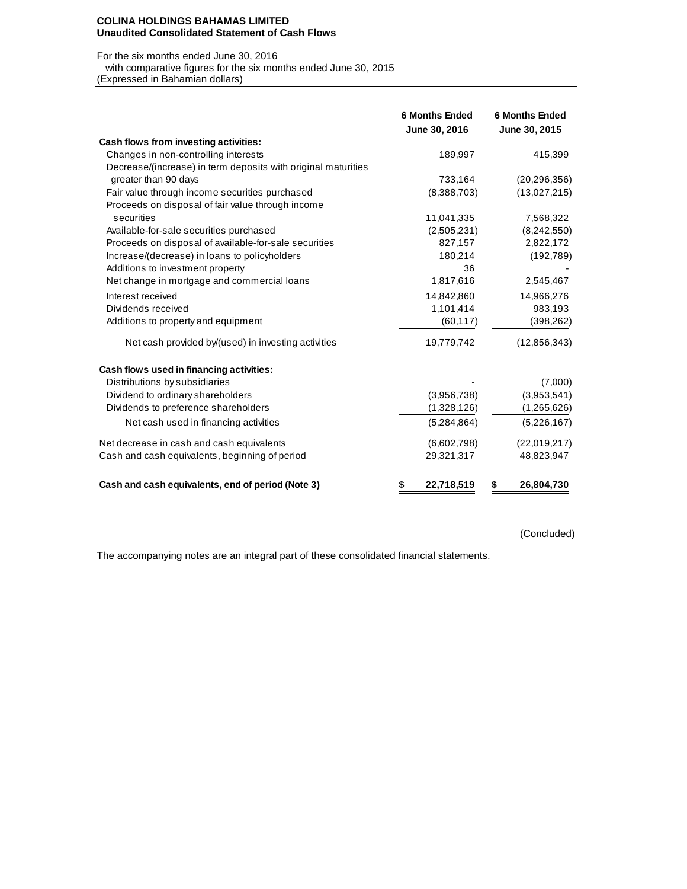**COLINA HOLDINGS BAHAMAS LIMITED**
**Unaudited Consolidated Statement of Cash Flows**

For the six months ended June 30, 2016
with comparative figures for the six months ended June 30, 2015
(Expressed in Bahamian dollars)

| | 6 Months Ended June 30, 2016 | 6 Months Ended June 30, 2015 |
|---|---|---|
| **Cash flows from investing activities:** | | |
| Changes in non-controlling interests | 189,997 | 415,399 |
| Decrease/(increase) in term deposits with original maturities greater than 90 days | 733,164 | (20,296,356) |
| Fair value through income securities purchased | (8,388,703) | (13,027,215) |
| Proceeds on disposal of fair value through income securities | 11,041,335 | 7,568,322 |
| Available-for-sale securities purchased | (2,505,231) | (8,242,550) |
| Proceeds on disposal of available-for-sale securities | 827,157 | 2,822,172 |
| Increase/(decrease) in loans to policyholders | 180,214 | (192,789) |
| Additions to investment property | 36 | - |
| Net change in mortgage and commercial loans | 1,817,616 | 2,545,467 |
| Interest received | 14,842,860 | 14,966,276 |
| Dividends received | 1,101,414 | 983,193 |
| Additions to property and equipment | (60,117) | (398,262) |
| Net cash provided by/(used) in investing activities | 19,779,742 | (12,856,343) |
| **Cash flows used in financing activities:** | | |
| Distributions by subsidiaries | - | (7,000) |
| Dividend to ordinary shareholders | (3,956,738) | (3,953,541) |
| Dividends to preference shareholders | (1,328,126) | (1,265,626) |
| Net cash used in financing activities | (5,284,864) | (5,226,167) |
| Net decrease in cash and cash equivalents | (6,602,798) | (22,019,217) |
| Cash and cash equivalents, beginning of period | 29,321,317 | 48,823,947 |
| **Cash and cash equivalents, end of period (Note 3)** | **$ 22,718,519** | **$ 26,804,730** |

(Concluded)

The accompanying notes are an integral part of these consolidated financial statements.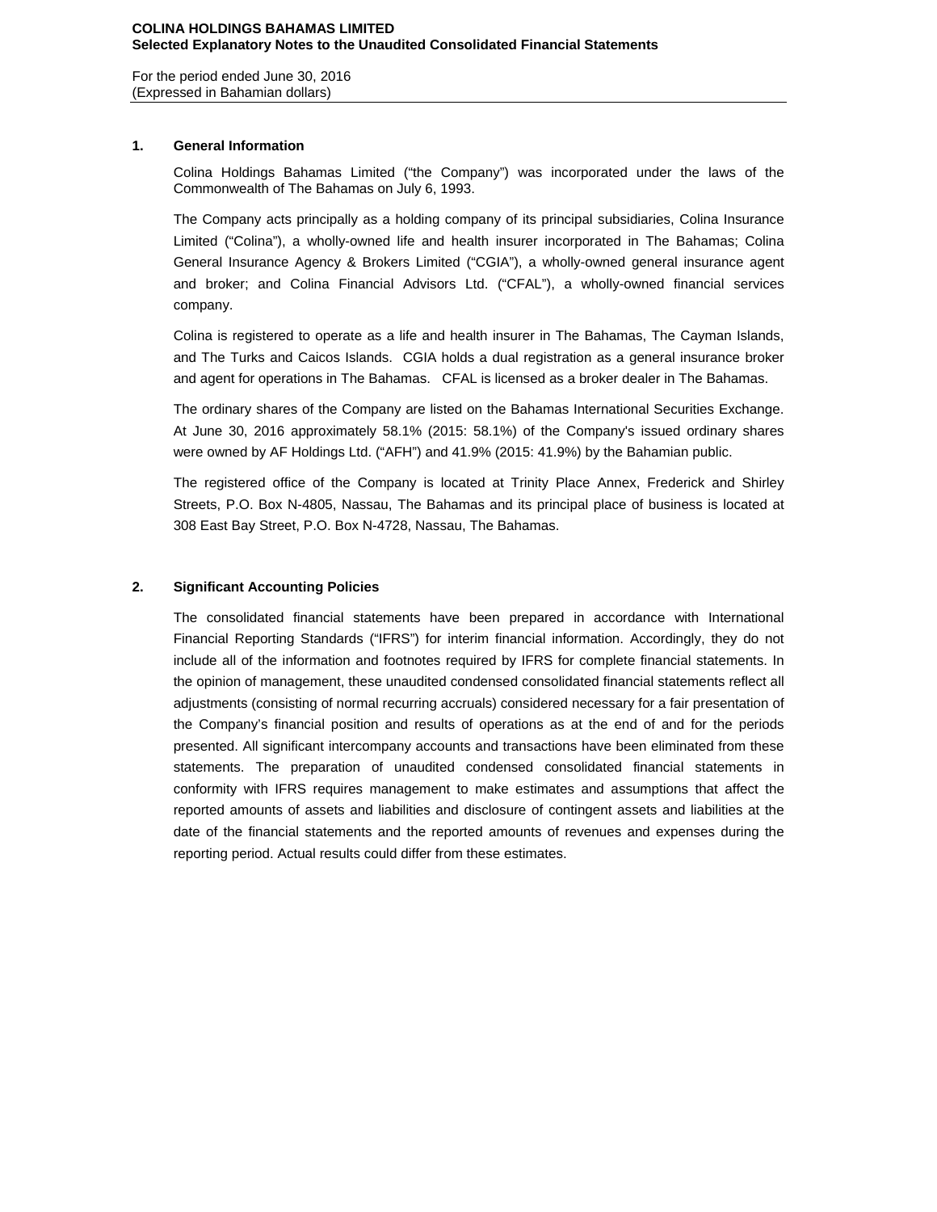**COLINA HOLDINGS BAHAMAS LIMITED**
**Selected Explanatory Notes to the Unaudited Consolidated Financial Statements**

For the period ended June 30, 2016
(Expressed in Bahamian dollars)

## 1. General Information

Colina Holdings Bahamas Limited ("the Company") was incorporated under the laws of the Commonwealth of The Bahamas on July 6, 1993.

The Company acts principally as a holding company of its principal subsidiaries, Colina Insurance Limited ("Colina"), a wholly-owned life and health insurer incorporated in The Bahamas; Colina General Insurance Agency & Brokers Limited ("CGIA"), a wholly-owned general insurance agent and broker; and Colina Financial Advisors Ltd. ("CFAL"), a wholly-owned financial services company.

Colina is registered to operate as a life and health insurer in The Bahamas, The Cayman Islands, and The Turks and Caicos Islands. CGIA holds a dual registration as a general insurance broker and agent for operations in The Bahamas. CFAL is licensed as a broker dealer in The Bahamas.

The ordinary shares of the Company are listed on the Bahamas International Securities Exchange. At June 30, 2016 approximately 58.1% (2015: 58.1%) of the Company's issued ordinary shares were owned by AF Holdings Ltd. ("AFH") and 41.9% (2015: 41.9%) by the Bahamian public.

The registered office of the Company is located at Trinity Place Annex, Frederick and Shirley Streets, P.O. Box N-4805, Nassau, The Bahamas and its principal place of business is located at 308 East Bay Street, P.O. Box N-4728, Nassau, The Bahamas.

## 2. Significant Accounting Policies

The consolidated financial statements have been prepared in accordance with International Financial Reporting Standards ("IFRS") for interim financial information. Accordingly, they do not include all of the information and footnotes required by IFRS for complete financial statements. In the opinion of management, these unaudited condensed consolidated financial statements reflect all adjustments (consisting of normal recurring accruals) considered necessary for a fair presentation of the Company's financial position and results of operations as at the end of and for the periods presented. All significant intercompany accounts and transactions have been eliminated from these statements. The preparation of unaudited condensed consolidated financial statements in conformity with IFRS requires management to make estimates and assumptions that affect the reported amounts of assets and liabilities and disclosure of contingent assets and liabilities at the date of the financial statements and the reported amounts of revenues and expenses during the reporting period. Actual results could differ from these estimates.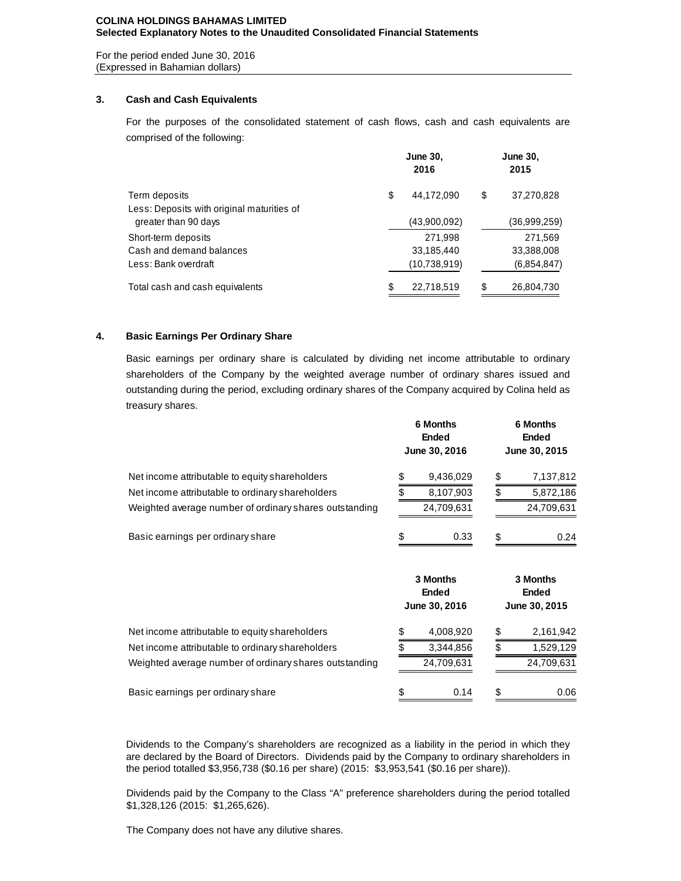**COLINA HOLDINGS BAHAMAS LIMITED**
**Selected Explanatory Notes to the Unaudited Consolidated Financial Statements**

For the period ended June 30, 2016
(Expressed in Bahamian dollars)

## 3. Cash and Cash Equivalents

For the purposes of the consolidated statement of cash flows, cash and cash equivalents are comprised of the following:

| | June 30, 2016 | June 30, 2015 |
|---|---|---|
| Term deposits | $ 44,172,090 | $ 37,270,828 |
| Less: Deposits with original maturities of greater than 90 days | (43,900,092) | (36,999,259) |
| Short-term deposits | 271,998 | 271,569 |
| Cash and demand balances | 33,185,440 | 33,388,008 |
| Less: Bank overdraft | (10,738,919) | (6,854,847) |
| Total cash and cash equivalents | $ 22,718,519 | $ 26,804,730 |

## 4. Basic Earnings Per Ordinary Share

Basic earnings per ordinary share is calculated by dividing net income attributable to ordinary shareholders of the Company by the weighted average number of ordinary shares issued and outstanding during the period, excluding ordinary shares of the Company acquired by Colina held as treasury shares.

| | 6 Months Ended June 30, 2016 | 6 Months Ended June 30, 2015 |
|---|---|---|
| Net income attributable to equity shareholders | $ 9,436,029 | $ 7,137,812 |
| Net income attributable to ordinary shareholders | $ 8,107,903 | $ 5,872,186 |
| Weighted average number of ordinary shares outstanding | 24,709,631 | 24,709,631 |
| Basic earnings per ordinary share | $ 0.33 | $ 0.24 |

| | 3 Months Ended June 30, 2016 | 3 Months Ended June 30, 2015 |
|---|---|---|
| Net income attributable to equity shareholders | $ 4,008,920 | $ 2,161,942 |
| Net income attributable to ordinary shareholders | $ 3,344,856 | $ 1,529,129 |
| Weighted average number of ordinary shares outstanding | 24,709,631 | 24,709,631 |
| Basic earnings per ordinary share | $ 0.14 | $ 0.06 |

Dividends to the Company's shareholders are recognized as a liability in the period in which they are declared by the Board of Directors. Dividends paid by the Company to ordinary shareholders in the period totalled $3,956,738 ($0.16 per share) (2015: $3,953,541 ($0.16 per share)).

Dividends paid by the Company to the Class "A" preference shareholders during the period totalled $1,328,126 (2015: $1,265,626).

The Company does not have any dilutive shares.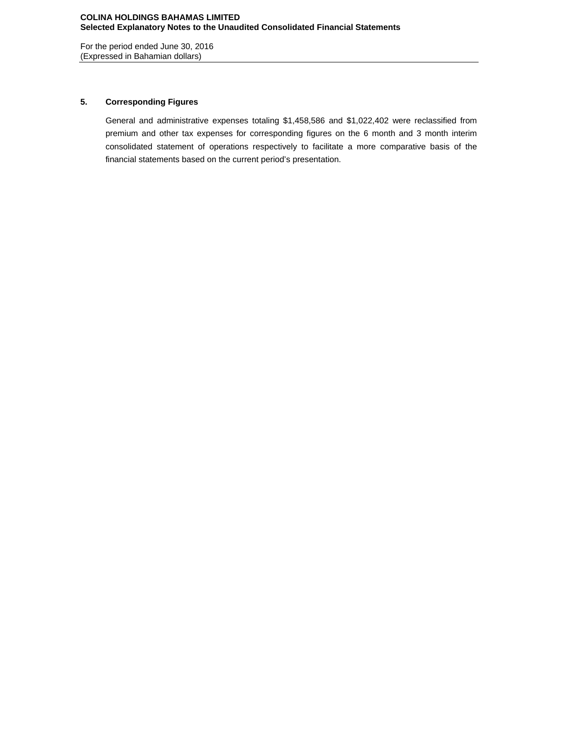## 5. Corresponding Figures

General and administrative expenses totaling $1,458,586 and $1,022,402 were reclassified from premium and other tax expenses for corresponding figures on the 6 month and 3 month interim consolidated statement of operations respectively to facilitate a more comparative basis of the financial statements based on the current period's presentation.